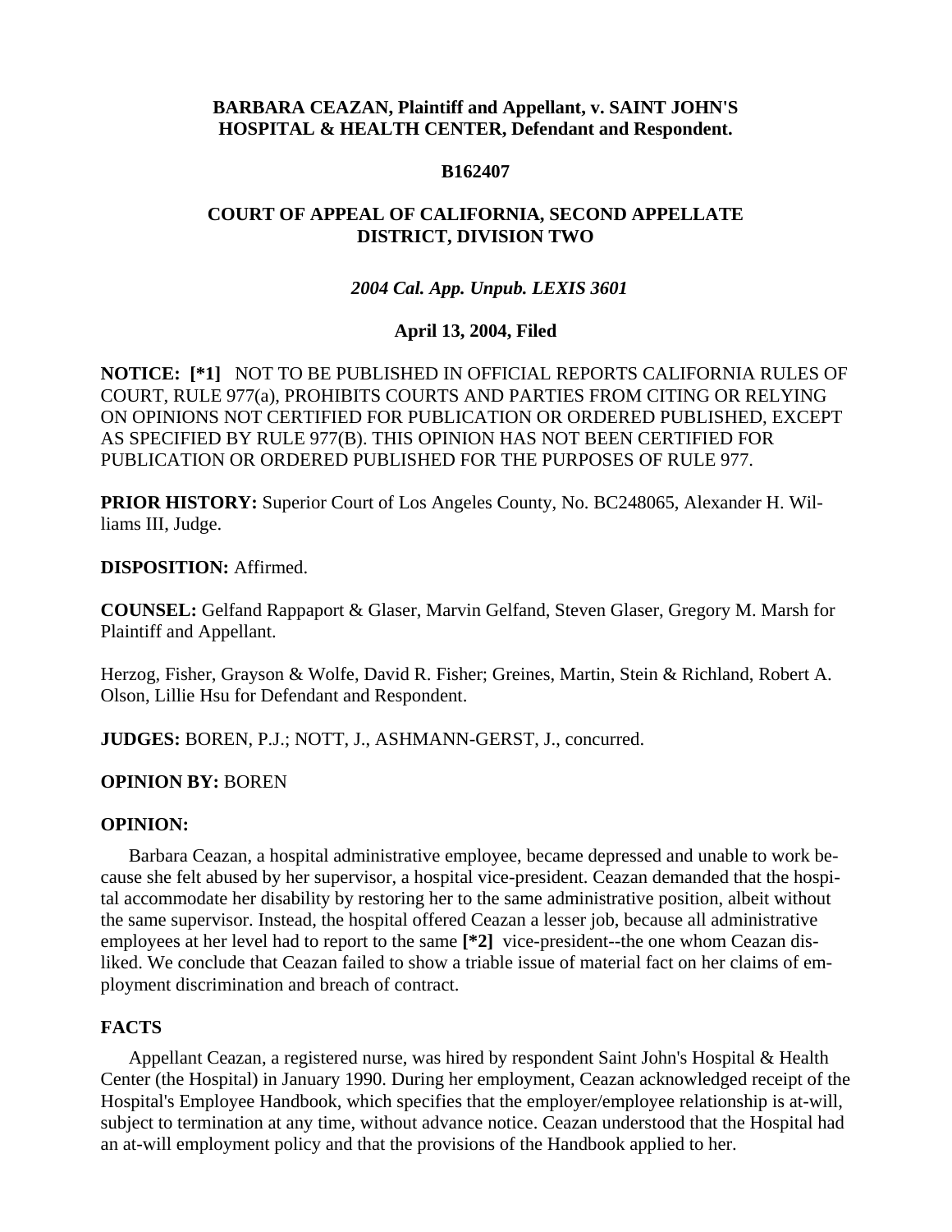**BARBARA CEAZAN, Plaintiff and Appellant, v. SAINT JOHN'S HOSPITAL & HEALTH CENTER, Defendant and Respondent.**

**B162407**

**COURT OF APPEAL OF CALIFORNIA, SECOND APPELLATE DISTRICT, DIVISION TWO**

*2004 Cal. App. Unpub. LEXIS 3601*

**April 13, 2004, Filed**

**NOTICE:** **[*1]** NOT TO BE PUBLISHED IN OFFICIAL REPORTS CALIFORNIA RULES OF COURT, RULE 977(a), PROHIBITS COURTS AND PARTIES FROM CITING OR RELYING ON OPINIONS NOT CERTIFIED FOR PUBLICATION OR ORDERED PUBLISHED, EXCEPT AS SPECIFIED BY RULE 977(B). THIS OPINION HAS NOT BEEN CERTIFIED FOR PUBLICATION OR ORDERED PUBLISHED FOR THE PURPOSES OF RULE 977.

**PRIOR HISTORY:** Superior Court of Los Angeles County, No. BC248065, Alexander H. Williams III, Judge.

**DISPOSITION:** Affirmed.

**COUNSEL:** Gelfand Rappaport & Glaser, Marvin Gelfand, Steven Glaser, Gregory M. Marsh for Plaintiff and Appellant.

Herzog, Fisher, Grayson & Wolfe, David R. Fisher; Greines, Martin, Stein & Richland, Robert A. Olson, Lillie Hsu for Defendant and Respondent.

**JUDGES:** BOREN, P.J.; NOTT, J., ASHMANN-GERST, J., concurred.

**OPINION BY:** BOREN

**OPINION:**

Barbara Ceazan, a hospital administrative employee, became depressed and unable to work because she felt abused by her supervisor, a hospital vice-president. Ceazan demanded that the hospital accommodate her disability by restoring her to the same administrative position, albeit without the same supervisor. Instead, the hospital offered Ceazan a lesser job, because all administrative employees at her level had to report to the same **[*2]** vice-president--the one whom Ceazan disliked. We conclude that Ceazan failed to show a triable issue of material fact on her claims of employment discrimination and breach of contract.

**FACTS**

Appellant Ceazan, a registered nurse, was hired by respondent Saint John's Hospital & Health Center (the Hospital) in January 1990. During her employment, Ceazan acknowledged receipt of the Hospital's Employee Handbook, which specifies that the employer/employee relationship is at-will, subject to termination at any time, without advance notice. Ceazan understood that the Hospital had an at-will employment policy and that the provisions of the Handbook applied to her.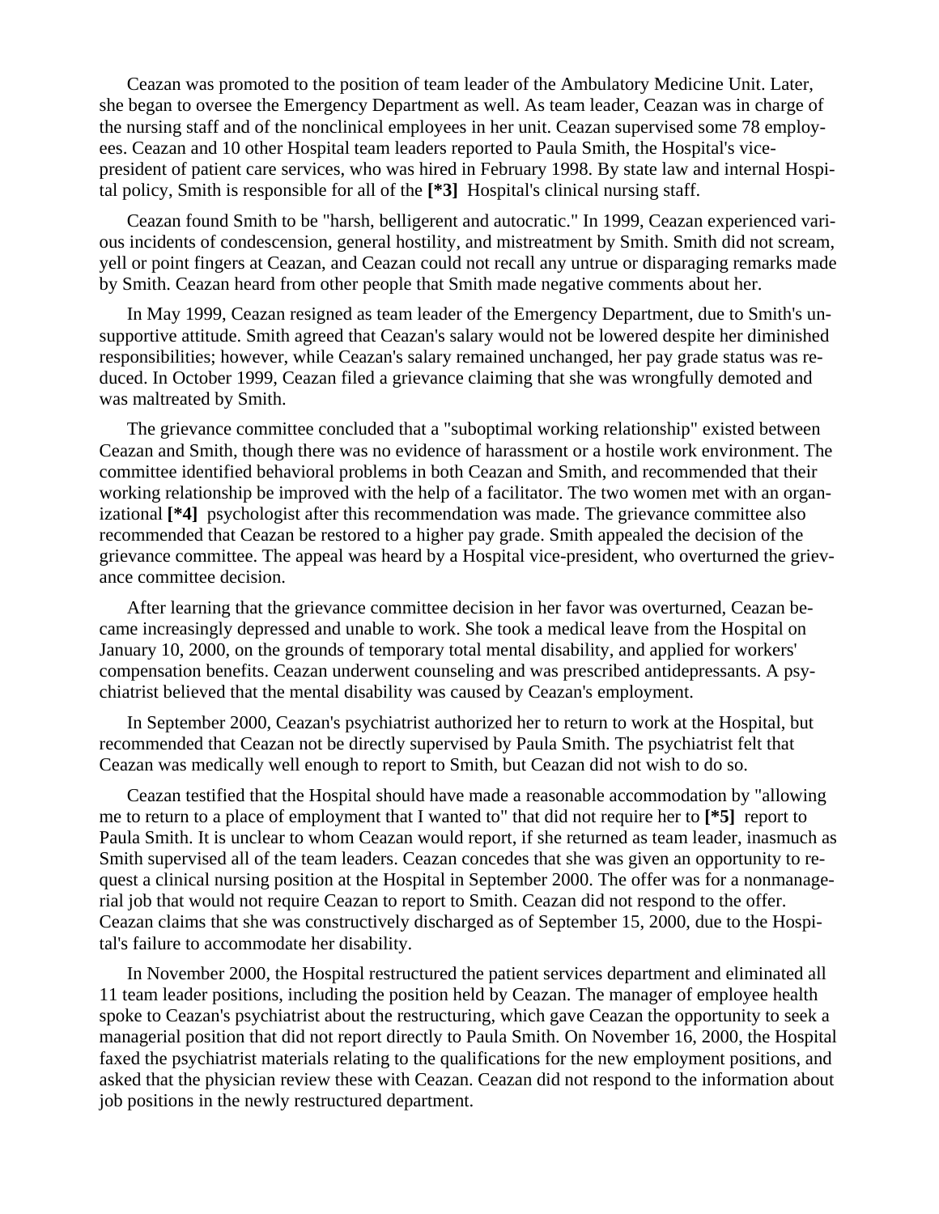Ceazan was promoted to the position of team leader of the Ambulatory Medicine Unit. Later, she began to oversee the Emergency Department as well. As team leader, Ceazan was in charge of the nursing staff and of the nonclinical employees in her unit. Ceazan supervised some 78 employees. Ceazan and 10 other Hospital team leaders reported to Paula Smith, the Hospital's vice-president of patient care services, who was hired in February 1998. By state law and internal Hospital policy, Smith is responsible for all of the **[*3]** Hospital's clinical nursing staff.

Ceazan found Smith to be "harsh, belligerent and autocratic." In 1999, Ceazan experienced various incidents of condescension, general hostility, and mistreatment by Smith. Smith did not scream, yell or point fingers at Ceazan, and Ceazan could not recall any untrue or disparaging remarks made by Smith. Ceazan heard from other people that Smith made negative comments about her.

In May 1999, Ceazan resigned as team leader of the Emergency Department, due to Smith's unsupportive attitude. Smith agreed that Ceazan's salary would not be lowered despite her diminished responsibilities; however, while Ceazan's salary remained unchanged, her pay grade status was reduced. In October 1999, Ceazan filed a grievance claiming that she was wrongfully demoted and was maltreated by Smith.

The grievance committee concluded that a "suboptimal working relationship" existed between Ceazan and Smith, though there was no evidence of harassment or a hostile work environment. The committee identified behavioral problems in both Ceazan and Smith, and recommended that their working relationship be improved with the help of a facilitator. The two women met with an organizational **[*4]** psychologist after this recommendation was made. The grievance committee also recommended that Ceazan be restored to a higher pay grade. Smith appealed the decision of the grievance committee. The appeal was heard by a Hospital vice-president, who overturned the grievance committee decision.

After learning that the grievance committee decision in her favor was overturned, Ceazan became increasingly depressed and unable to work. She took a medical leave from the Hospital on January 10, 2000, on the grounds of temporary total mental disability, and applied for workers' compensation benefits. Ceazan underwent counseling and was prescribed antidepressants. A psychiatrist believed that the mental disability was caused by Ceazan's employment.

In September 2000, Ceazan's psychiatrist authorized her to return to work at the Hospital, but recommended that Ceazan not be directly supervised by Paula Smith. The psychiatrist felt that Ceazan was medically well enough to report to Smith, but Ceazan did not wish to do so.

Ceazan testified that the Hospital should have made a reasonable accommodation by "allowing me to return to a place of employment that I wanted to" that did not require her to **[*5]** report to Paula Smith. It is unclear to whom Ceazan would report, if she returned as team leader, inasmuch as Smith supervised all of the team leaders. Ceazan concedes that she was given an opportunity to request a clinical nursing position at the Hospital in September 2000. The offer was for a nonmanagerial job that would not require Ceazan to report to Smith. Ceazan did not respond to the offer. Ceazan claims that she was constructively discharged as of September 15, 2000, due to the Hospital's failure to accommodate her disability.

In November 2000, the Hospital restructured the patient services department and eliminated all 11 team leader positions, including the position held by Ceazan. The manager of employee health spoke to Ceazan's psychiatrist about the restructuring, which gave Ceazan the opportunity to seek a managerial position that did not report directly to Paula Smith. On November 16, 2000, the Hospital faxed the psychiatrist materials relating to the qualifications for the new employment positions, and asked that the physician review these with Ceazan. Ceazan did not respond to the information about job positions in the newly restructured department.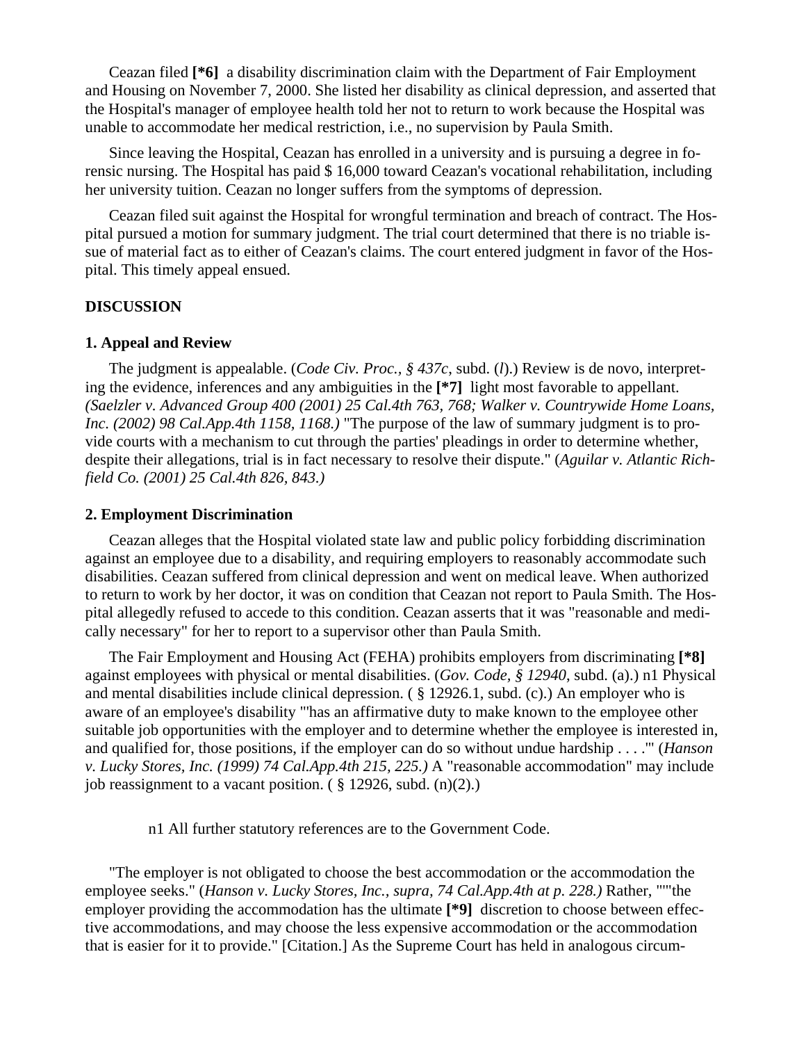Ceazan filed **[*6]** a disability discrimination claim with the Department of Fair Employment and Housing on November 7, 2000. She listed her disability as clinical depression, and asserted that the Hospital's manager of employee health told her not to return to work because the Hospital was unable to accommodate her medical restriction, i.e., no supervision by Paula Smith.

Since leaving the Hospital, Ceazan has enrolled in a university and is pursuing a degree in forensic nursing. The Hospital has paid $ 16,000 toward Ceazan's vocational rehabilitation, including her university tuition. Ceazan no longer suffers from the symptoms of depression.

Ceazan filed suit against the Hospital for wrongful termination and breach of contract. The Hospital pursued a motion for summary judgment. The trial court determined that there is no triable issue of material fact as to either of Ceazan's claims. The court entered judgment in favor of the Hospital. This timely appeal ensued.

**DISCUSSION**

**1. Appeal and Review**

The judgment is appealable. (*Code Civ. Proc., § 437c*, subd. (*l*).) Review is de novo, interpreting the evidence, inferences and any ambiguities in the **[*7]** light most favorable to appellant. *(Saelzler v. Advanced Group 400 (2001) 25 Cal.4th 763, 768; Walker v. Countrywide Home Loans, Inc. (2002) 98 Cal.App.4th 1158, 1168.)* "The purpose of the law of summary judgment is to provide courts with a mechanism to cut through the parties' pleadings in order to determine whether, despite their allegations, trial is in fact necessary to resolve their dispute." (*Aguilar v. Atlantic Richfield Co. (2001) 25 Cal.4th 826, 843.)*

**2. Employment Discrimination**

Ceazan alleges that the Hospital violated state law and public policy forbidding discrimination against an employee due to a disability, and requiring employers to reasonably accommodate such disabilities. Ceazan suffered from clinical depression and went on medical leave. When authorized to return to work by her doctor, it was on condition that Ceazan not report to Paula Smith. The Hospital allegedly refused to accede to this condition. Ceazan asserts that it was "reasonable and medically necessary" for her to report to a supervisor other than Paula Smith.

The Fair Employment and Housing Act (FEHA) prohibits employers from discriminating **[*8]** against employees with physical or mental disabilities. (*Gov. Code, § 12940*, subd. (a).) n1 Physical and mental disabilities include clinical depression. ( § 12926.1, subd. (c).) An employer who is aware of an employee's disability "'has an affirmative duty to make known to the employee other suitable job opportunities with the employer and to determine whether the employee is interested in, and qualified for, those positions, if the employer can do so without undue hardship . . . .'" (*Hanson v. Lucky Stores, Inc. (1999) 74 Cal.App.4th 215, 225.)* A "reasonable accommodation" may include job reassignment to a vacant position. ( § 12926, subd. (n)(2).)

n1 All further statutory references are to the Government Code.

"The employer is not obligated to choose the best accommodation or the accommodation the employee seeks." (*Hanson v. Lucky Stores, Inc., supra, 74 Cal.App.4th at p. 228.)* Rather, """the employer providing the accommodation has the ultimate **[*9]** discretion to choose between effective accommodations, and may choose the less expensive accommodation or the accommodation that is easier for it to provide." [Citation.] As the Supreme Court has held in analogous circum-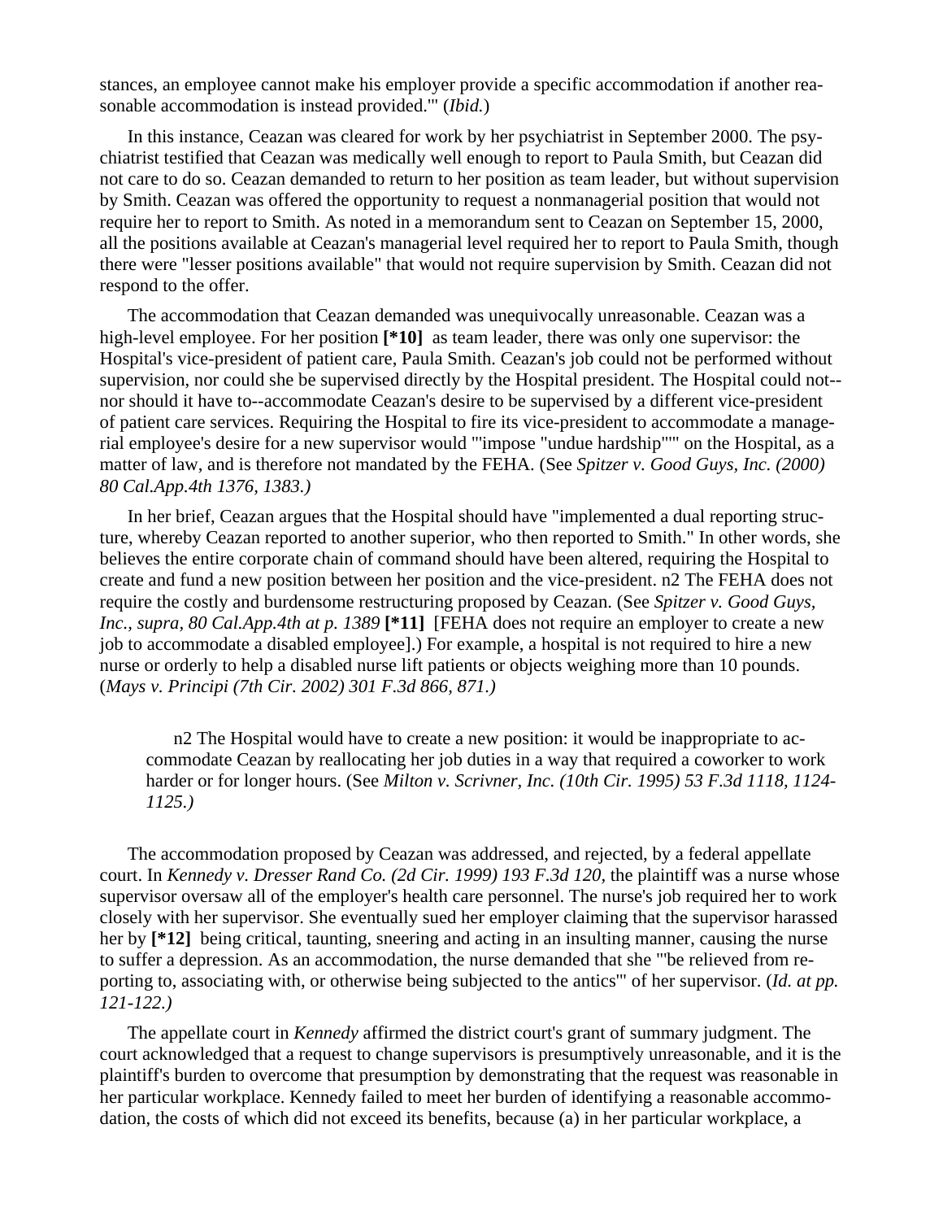stances, an employee cannot make his employer provide a specific accommodation if another reasonable accommodation is instead provided.'" (*Ibid.*)

In this instance, Ceazan was cleared for work by her psychiatrist in September 2000. The psychiatrist testified that Ceazan was medically well enough to report to Paula Smith, but Ceazan did not care to do so. Ceazan demanded to return to her position as team leader, but without supervision by Smith. Ceazan was offered the opportunity to request a nonmanagerial position that would not require her to report to Smith. As noted in a memorandum sent to Ceazan on September 15, 2000, all the positions available at Ceazan's managerial level required her to report to Paula Smith, though there were "lesser positions available" that would not require supervision by Smith. Ceazan did not respond to the offer.

The accommodation that Ceazan demanded was unequivocally unreasonable. Ceazan was a high-level employee. For her position **[*10]** as team leader, there was only one supervisor: the Hospital's vice-president of patient care, Paula Smith. Ceazan's job could not be performed without supervision, nor could she be supervised directly by the Hospital president. The Hospital could not--nor should it have to--accommodate Ceazan's desire to be supervised by a different vice-president of patient care services. Requiring the Hospital to fire its vice-president to accommodate a managerial employee's desire for a new supervisor would "'impose "undue hardship"'" on the Hospital, as a matter of law, and is therefore not mandated by the FEHA. (See *Spitzer v. Good Guys, Inc. (2000) 80 Cal.App.4th 1376, 1383.)*

In her brief, Ceazan argues that the Hospital should have "implemented a dual reporting structure, whereby Ceazan reported to another superior, who then reported to Smith." In other words, she believes the entire corporate chain of command should have been altered, requiring the Hospital to create and fund a new position between her position and the vice-president. n2 The FEHA does not require the costly and burdensome restructuring proposed by Ceazan. (See *Spitzer v. Good Guys, Inc., supra, 80 Cal.App.4th at p. 1389* **[*11]** [FEHA does not require an employer to create a new job to accommodate a disabled employee].) For example, a hospital is not required to hire a new nurse or orderly to help a disabled nurse lift patients or objects weighing more than 10 pounds. (*Mays v. Principi (7th Cir. 2002) 301 F.3d 866, 871.)*

> n2 The Hospital would have to create a new position: it would be inappropriate to accommodate Ceazan by reallocating her job duties in a way that required a coworker to work harder or for longer hours. (See *Milton v. Scrivner, Inc. (10th Cir. 1995) 53 F.3d 1118, 1124-1125.)*

The accommodation proposed by Ceazan was addressed, and rejected, by a federal appellate court. In *Kennedy v. Dresser Rand Co. (2d Cir. 1999) 193 F.3d 120,* the plaintiff was a nurse whose supervisor oversaw all of the employer's health care personnel. The nurse's job required her to work closely with her supervisor. She eventually sued her employer claiming that the supervisor harassed her by **[*12]** being critical, taunting, sneering and acting in an insulting manner, causing the nurse to suffer a depression. As an accommodation, the nurse demanded that she "'be relieved from reporting to, associating with, or otherwise being subjected to the antics'" of her supervisor. (*Id. at pp. 121-122.)*

The appellate court in *Kennedy* affirmed the district court's grant of summary judgment. The court acknowledged that a request to change supervisors is presumptively unreasonable, and it is the plaintiff's burden to overcome that presumption by demonstrating that the request was reasonable in her particular workplace. Kennedy failed to meet her burden of identifying a reasonable accommodation, the costs of which did not exceed its benefits, because (a) in her particular workplace, a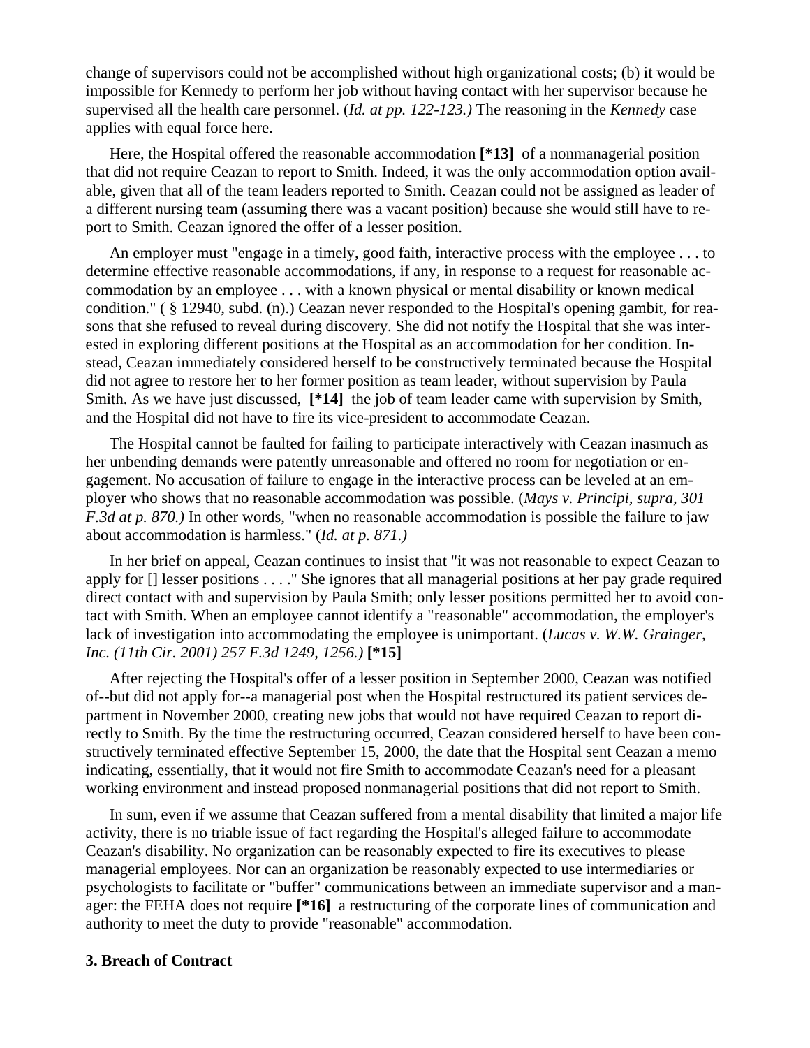change of supervisors could not be accomplished without high organizational costs; (b) it would be impossible for Kennedy to perform her job without having contact with her supervisor because he supervised all the health care personnel. (*Id. at pp. 122-123.)* The reasoning in the *Kennedy* case applies with equal force here.

Here, the Hospital offered the reasonable accommodation **[*13]** of a nonmanagerial position that did not require Ceazan to report to Smith. Indeed, it was the only accommodation option available, given that all of the team leaders reported to Smith. Ceazan could not be assigned as leader of a different nursing team (assuming there was a vacant position) because she would still have to report to Smith. Ceazan ignored the offer of a lesser position.

An employer must "engage in a timely, good faith, interactive process with the employee . . . to determine effective reasonable accommodations, if any, in response to a request for reasonable accommodation by an employee . . . with a known physical or mental disability or known medical condition." ( § 12940, subd. (n).) Ceazan never responded to the Hospital's opening gambit, for reasons that she refused to reveal during discovery. She did not notify the Hospital that she was interested in exploring different positions at the Hospital as an accommodation for her condition. Instead, Ceazan immediately considered herself to be constructively terminated because the Hospital did not agree to restore her to her former position as team leader, without supervision by Paula Smith. As we have just discussed, **[*14]** the job of team leader came with supervision by Smith, and the Hospital did not have to fire its vice-president to accommodate Ceazan.

The Hospital cannot be faulted for failing to participate interactively with Ceazan inasmuch as her unbending demands were patently unreasonable and offered no room for negotiation or engagement. No accusation of failure to engage in the interactive process can be leveled at an employer who shows that no reasonable accommodation was possible. (*Mays v. Principi, supra, 301 F.3d at p. 870.)* In other words, "when no reasonable accommodation is possible the failure to jaw about accommodation is harmless." (*Id. at p. 871.)*

In her brief on appeal, Ceazan continues to insist that "it was not reasonable to expect Ceazan to apply for [] lesser positions . . . ." She ignores that all managerial positions at her pay grade required direct contact with and supervision by Paula Smith; only lesser positions permitted her to avoid contact with Smith. When an employee cannot identify a "reasonable" accommodation, the employer's lack of investigation into accommodating the employee is unimportant. (*Lucas v. W.W. Grainger, Inc. (11th Cir. 2001) 257 F.3d 1249, 1256.)* **[*15]**

After rejecting the Hospital's offer of a lesser position in September 2000, Ceazan was notified of--but did not apply for--a managerial post when the Hospital restructured its patient services department in November 2000, creating new jobs that would not have required Ceazan to report directly to Smith. By the time the restructuring occurred, Ceazan considered herself to have been constructively terminated effective September 15, 2000, the date that the Hospital sent Ceazan a memo indicating, essentially, that it would not fire Smith to accommodate Ceazan's need for a pleasant working environment and instead proposed nonmanagerial positions that did not report to Smith.

In sum, even if we assume that Ceazan suffered from a mental disability that limited a major life activity, there is no triable issue of fact regarding the Hospital's alleged failure to accommodate Ceazan's disability. No organization can be reasonably expected to fire its executives to please managerial employees. Nor can an organization be reasonably expected to use intermediaries or psychologists to facilitate or "buffer" communications between an immediate supervisor and a manager: the FEHA does not require **[*16]** a restructuring of the corporate lines of communication and authority to meet the duty to provide "reasonable" accommodation.

### 3. Breach of Contract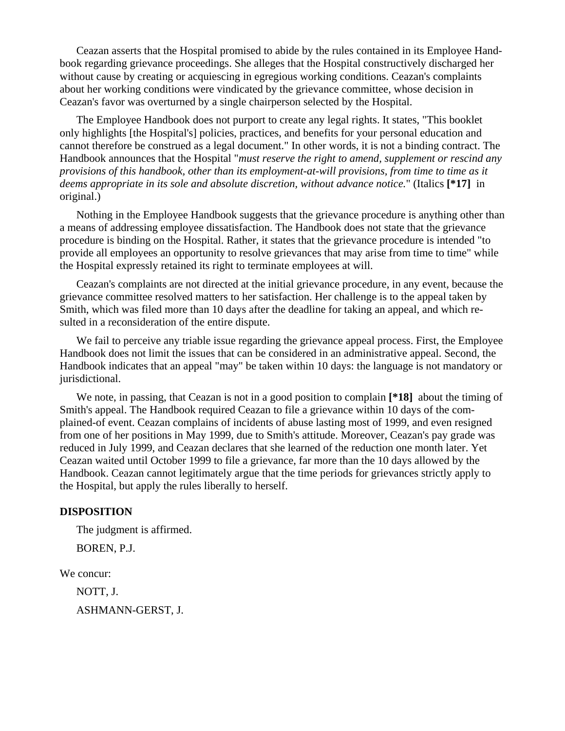Ceazan asserts that the Hospital promised to abide by the rules contained in its Employee Handbook regarding grievance proceedings. She alleges that the Hospital constructively discharged her without cause by creating or acquiescing in egregious working conditions. Ceazan's complaints about her working conditions were vindicated by the grievance committee, whose decision in Ceazan's favor was overturned by a single chairperson selected by the Hospital.

The Employee Handbook does not purport to create any legal rights. It states, "This booklet only highlights [the Hospital's] policies, practices, and benefits for your personal education and cannot therefore be construed as a legal document." In other words, it is not a binding contract. The Handbook announces that the Hospital "*must reserve the right to amend, supplement or rescind any provisions of this handbook, other than its employment-at-will provisions, from time to time as it deems appropriate in its sole and absolute discretion, without advance notice.*" (Italics **[*17]** in original.)

Nothing in the Employee Handbook suggests that the grievance procedure is anything other than a means of addressing employee dissatisfaction. The Handbook does not state that the grievance procedure is binding on the Hospital. Rather, it states that the grievance procedure is intended "to provide all employees an opportunity to resolve grievances that may arise from time to time" while the Hospital expressly retained its right to terminate employees at will.

Ceazan's complaints are not directed at the initial grievance procedure, in any event, because the grievance committee resolved matters to her satisfaction. Her challenge is to the appeal taken by Smith, which was filed more than 10 days after the deadline for taking an appeal, and which resulted in a reconsideration of the entire dispute.

We fail to perceive any triable issue regarding the grievance appeal process. First, the Employee Handbook does not limit the issues that can be considered in an administrative appeal. Second, the Handbook indicates that an appeal "may" be taken within 10 days: the language is not mandatory or jurisdictional.

We note, in passing, that Ceazan is not in a good position to complain **[*18]** about the timing of Smith's appeal. The Handbook required Ceazan to file a grievance within 10 days of the complained-of event. Ceazan complains of incidents of abuse lasting most of 1999, and even resigned from one of her positions in May 1999, due to Smith's attitude. Moreover, Ceazan's pay grade was reduced in July 1999, and Ceazan declares that she learned of the reduction one month later. Yet Ceazan waited until October 1999 to file a grievance, far more than the 10 days allowed by the Handbook. Ceazan cannot legitimately argue that the time periods for grievances strictly apply to the Hospital, but apply the rules liberally to herself.

**DISPOSITION**

The judgment is affirmed.

BOREN, P.J.

We concur:

NOTT, J.

ASHMANN-GERST, J.